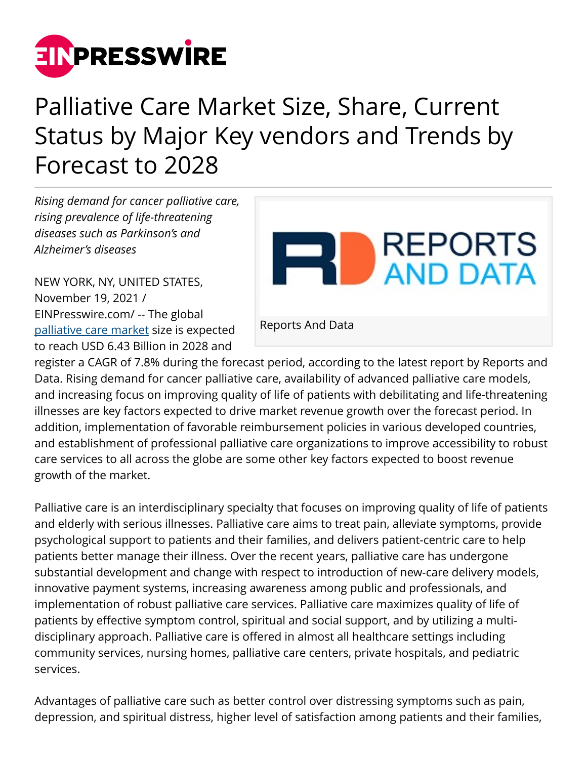# Palliative Care Market Size, Share, Current Status by Major Key vendors and Trends by Forecast to 2028

*Rising demand for cancer palliative care, rising prevalence of life-threatening diseases such as Parkinson's and Alzheimer's diseases*

Reports And Data

NEW YORK, NY, UNITED STATES, November 19, 2021 / EINPresswire.com/ -- The global palliative care market size is expected to reach USD 6.43 Billion in 2028 and register a CAGR of 7.8% during the forecast period, according to the latest report by Reports and Data. Rising demand for cancer palliative care, availability of advanced palliative care models, and increasing focus on improving quality of life of patients with debilitating and life-threatening illnesses are key factors expected to drive market revenue growth over the forecast period. In addition, implementation of favorable reimbursement policies in various developed countries, and establishment of professional palliative care organizations to improve accessibility to robust care services to all across the globe are some other key factors expected to boost revenue growth of the market.

Palliative care is an interdisciplinary specialty that focuses on improving quality of life of patients and elderly with serious illnesses. Palliative care aims to treat pain, alleviate symptoms, provide psychological support to patients and their families, and delivers patient-centric care to help patients better manage their illness. Over the recent years, palliative care has undergone substantial development and change with respect to introduction of new-care delivery models, innovative payment systems, increasing awareness among public and professionals, and implementation of robust palliative care services. Palliative care maximizes quality of life of patients by effective symptom control, spiritual and social support, and by utilizing a multi-disciplinary approach. Palliative care is offered in almost all healthcare settings including community services, nursing homes, palliative care centers, private hospitals, and pediatric services.

Advantages of palliative care such as better control over distressing symptoms such as pain, depression, and spiritual distress, higher level of satisfaction among patients and their families,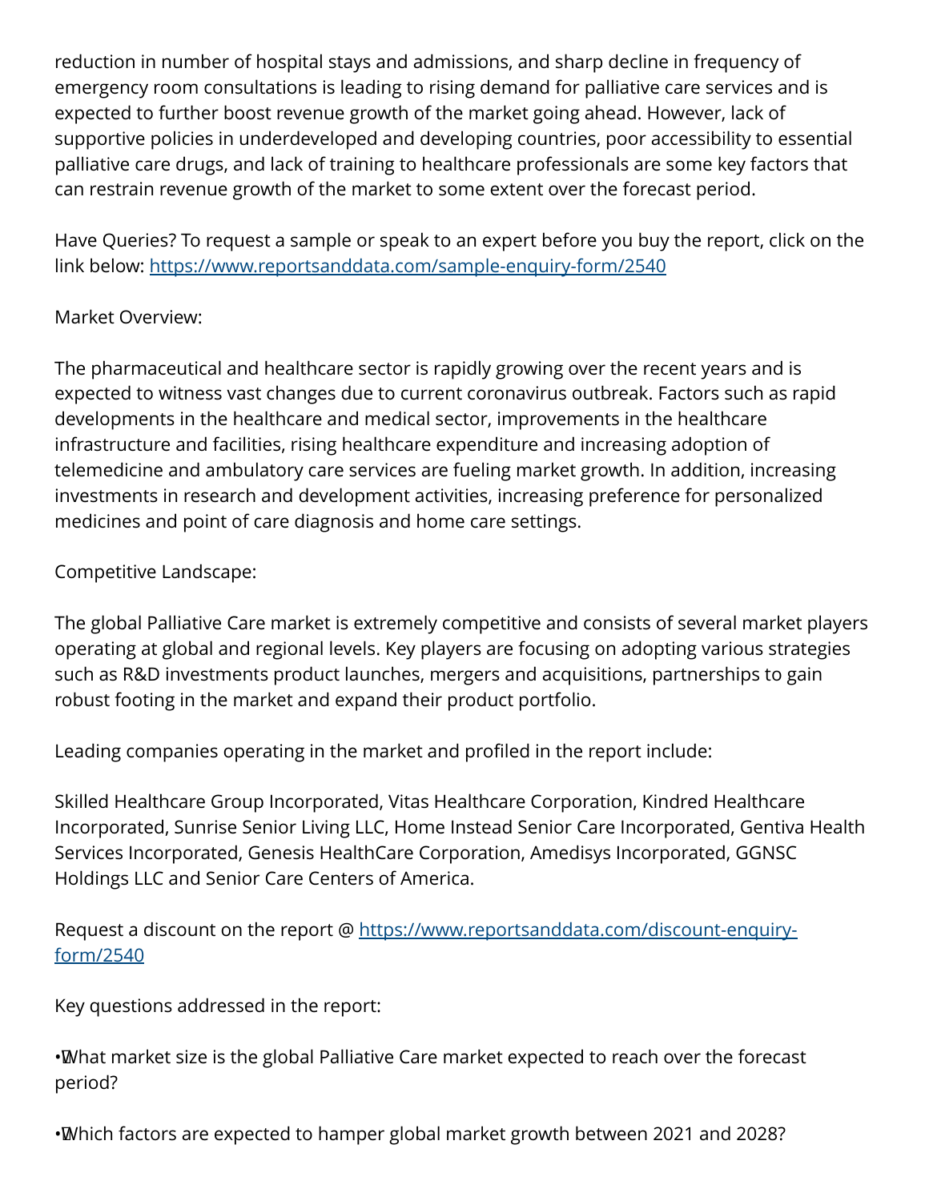reduction in number of hospital stays and admissions, and sharp decline in frequency of emergency room consultations is leading to rising demand for palliative care services and is expected to further boost revenue growth of the market going ahead. However, lack of supportive policies in underdeveloped and developing countries, poor accessibility to essential palliative care drugs, and lack of training to healthcare professionals are some key factors that can restrain revenue growth of the market to some extent over the forecast period.

Have Queries? To request a sample or speak to an expert before you buy the report, click on the link below: [https://www.reportsanddata.com/sample-enquiry-form/2540](https://www.reportsanddata.com/sample-enquiry-form/2540)

Market Overview:

The pharmaceutical and healthcare sector is rapidly growing over the recent years and is expected to witness vast changes due to current coronavirus outbreak. Factors such as rapid developments in the healthcare and medical sector, improvements in the healthcare infrastructure and facilities, rising healthcare expenditure and increasing adoption of telemedicine and ambulatory care services are fueling market growth. In addition, increasing investments in research and development activities, increasing preference for personalized medicines and point of care diagnosis and home care settings.

Competitive Landscape:

The global Palliative Care market is extremely competitive and consists of several market players operating at global and regional levels. Key players are focusing on adopting various strategies such as R&D investments product launches, mergers and acquisitions, partnerships to gain robust footing in the market and expand their product portfolio.

Leading companies operating in the market and profiled in the report include:

Skilled Healthcare Group Incorporated, Vitas Healthcare Corporation, Kindred Healthcare Incorporated, Sunrise Senior Living LLC, Home Instead Senior Care Incorporated, Gentiva Health Services Incorporated, Genesis HealthCare Corporation, Amedisys Incorporated, GGNSC Holdings LLC and Senior Care Centers of America.

Request a discount on the report @ [https://www.reportsanddata.com/discount-enquiry-form/2540](https://www.reportsanddata.com/discount-enquiry-form/2540)

Key questions addressed in the report:

- What market size is the global Palliative Care market expected to reach over the forecast period?

- Which factors are expected to hamper global market growth between 2021 and 2028?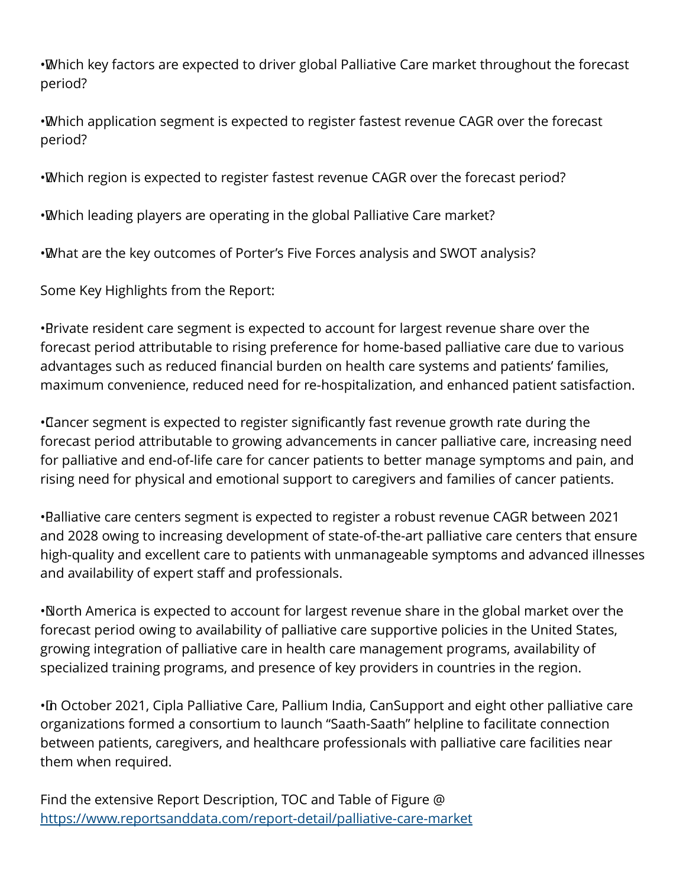- Which key factors are expected to driver global Palliative Care market throughout the forecast period?

- Which application segment is expected to register fastest revenue CAGR over the forecast period?

- Which region is expected to register fastest revenue CAGR over the forecast period?

- Which leading players are operating in the global Palliative Care market?

- What are the key outcomes of Porter's Five Forces analysis and SWOT analysis?

Some Key Highlights from the Report:

- Private resident care segment is expected to account for largest revenue share over the forecast period attributable to rising preference for home-based palliative care due to various advantages such as reduced financial burden on health care systems and patients' families, maximum convenience, reduced need for re-hospitalization, and enhanced patient satisfaction.

- Cancer segment is expected to register significantly fast revenue growth rate during the forecast period attributable to growing advancements in cancer palliative care, increasing need for palliative and end-of-life care for cancer patients to better manage symptoms and pain, and rising need for physical and emotional support to caregivers and families of cancer patients.

- Palliative care centers segment is expected to register a robust revenue CAGR between 2021 and 2028 owing to increasing development of state-of-the-art palliative care centers that ensure high-quality and excellent care to patients with unmanageable symptoms and advanced illnesses and availability of expert staff and professionals.

- North America is expected to account for largest revenue share in the global market over the forecast period owing to availability of palliative care supportive policies in the United States, growing integration of palliative care in health care management programs, availability of specialized training programs, and presence of key providers in countries in the region.

- In October 2021, Cipla Palliative Care, Pallium India, CanSupport and eight other palliative care organizations formed a consortium to launch "Saath-Saath" helpline to facilitate connection between patients, caregivers, and healthcare professionals with palliative care facilities near them when required.

Find the extensive Report Description, TOC and Table of Figure @ [https://www.reportsanddata.com/report-detail/palliative-care-market](https://www.reportsanddata.com/report-detail/palliative-care-market)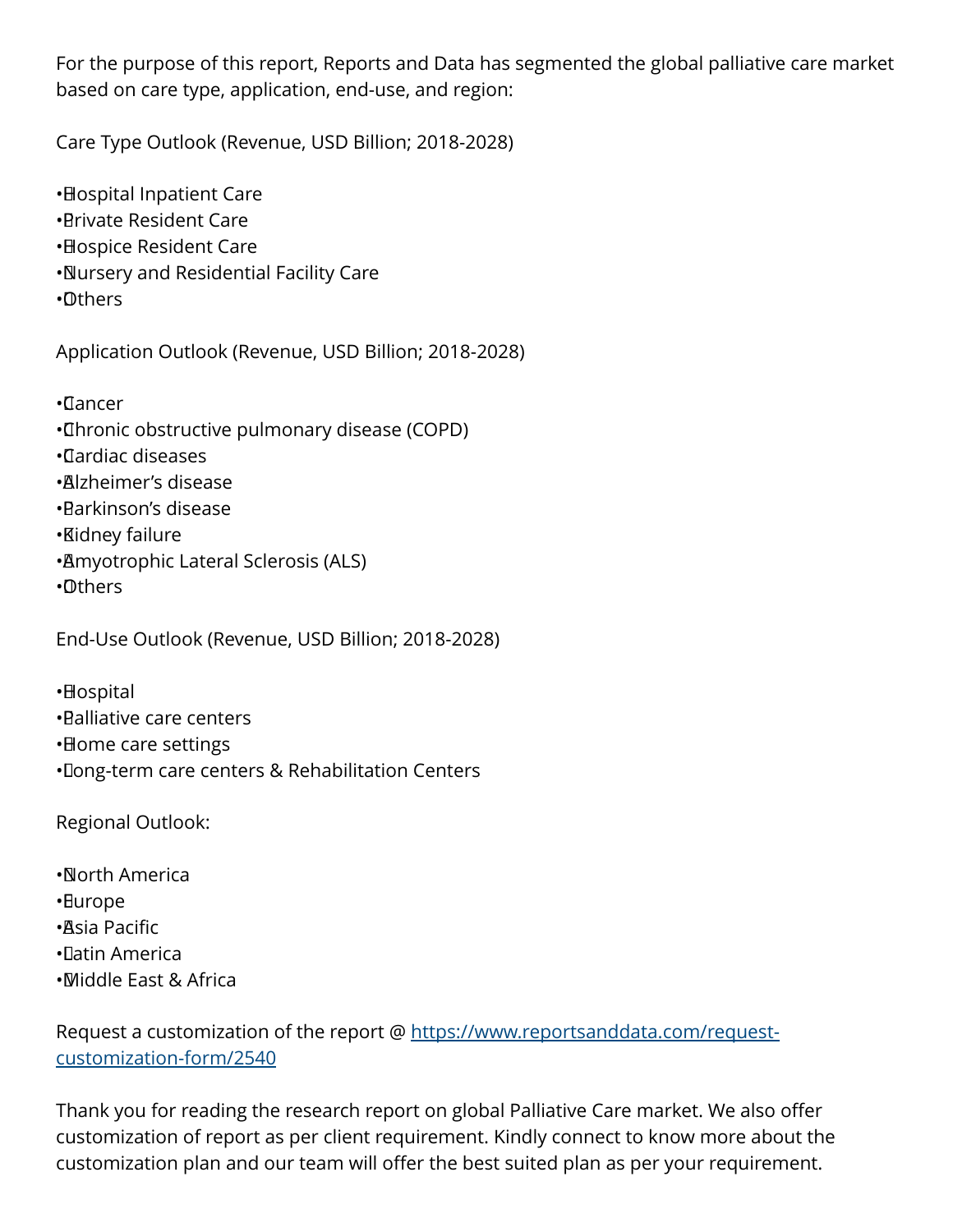For the purpose of this report, Reports and Data has segmented the global palliative care market based on care type, application, end-use, and region:

Care Type Outlook (Revenue, USD Billion; 2018-2028)

- Hospital Inpatient Care
- Private Resident Care
- Hospice Resident Care
- Nursery and Residential Facility Care
- Others

Application Outlook (Revenue, USD Billion; 2018-2028)

- Cancer
- Chronic obstructive pulmonary disease (COPD)
- Cardiac diseases
- Alzheimer’s disease
- Parkinson’s disease
- Kidney failure
- Amyotrophic Lateral Sclerosis (ALS)
- Others

End-Use Outlook (Revenue, USD Billion; 2018-2028)

- Hospital
- Palliative care centers
- Home care settings
- Long-term care centers & Rehabilitation Centers

Regional Outlook:

- North America
- Europe
- Asia Pacific
- Latin America
- Middle East & Africa

Request a customization of the report @ [https://www.reportsanddata.com/request-customization-form/2540](https://www.reportsanddata.com/request-customization-form/2540)

Thank you for reading the research report on global Palliative Care market. We also offer customization of report as per client requirement. Kindly connect to know more about the customization plan and our team will offer the best suited plan as per your requirement.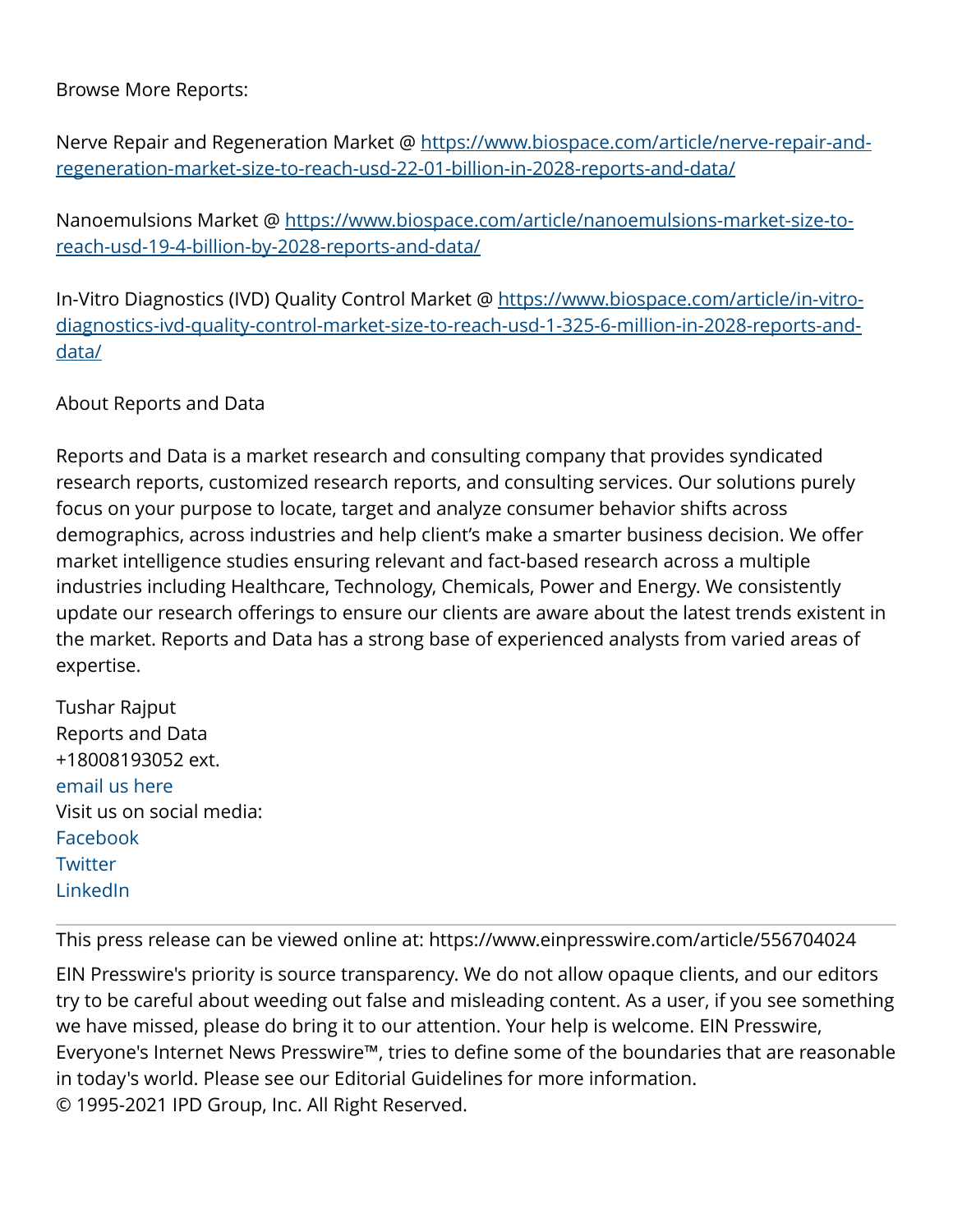Browse More Reports:

Nerve Repair and Regeneration Market @ [https://www.biospace.com/article/nerve-repair-and-regeneration-market-size-to-reach-usd-22-01-billion-in-2028-reports-and-data/](https://www.biospace.com/article/nerve-repair-and-regeneration-market-size-to-reach-usd-22-01-billion-in-2028-reports-and-data/)

Nanoemulsions Market @ [https://www.biospace.com/article/nanoemulsions-market-size-to-reach-usd-19-4-billion-by-2028-reports-and-data/](https://www.biospace.com/article/nanoemulsions-market-size-to-reach-usd-19-4-billion-by-2028-reports-and-data/)

In-Vitro Diagnostics (IVD) Quality Control Market @ [https://www.biospace.com/article/in-vitro-diagnostics-ivd-quality-control-market-size-to-reach-usd-1-325-6-million-in-2028-reports-and-data/](https://www.biospace.com/article/in-vitro-diagnostics-ivd-quality-control-market-size-to-reach-usd-1-325-6-million-in-2028-reports-and-data/)

About Reports and Data

Reports and Data is a market research and consulting company that provides syndicated research reports, customized research reports, and consulting services. Our solutions purely focus on your purpose to locate, target and analyze consumer behavior shifts across demographics, across industries and help client's make a smarter business decision. We offer market intelligence studies ensuring relevant and fact-based research across a multiple industries including Healthcare, Technology, Chemicals, Power and Energy. We consistently update our research offerings to ensure our clients are aware about the latest trends existent in the market. Reports and Data has a strong base of experienced analysts from varied areas of expertise.

Tushar Rajput
Reports and Data
+18008193052 ext.
email us here
Visit us on social media:
Facebook
Twitter
LinkedIn

---

This press release can be viewed online at: https://www.einpresswire.com/article/556704024

EIN Presswire's priority is source transparency. We do not allow opaque clients, and our editors try to be careful about weeding out false and misleading content. As a user, if you see something we have missed, please do bring it to our attention. Your help is welcome. EIN Presswire, Everyone's Internet News Presswire™, tries to define some of the boundaries that are reasonable in today's world. Please see our Editorial Guidelines for more information.
© 1995-2021 IPD Group, Inc. All Right Reserved.